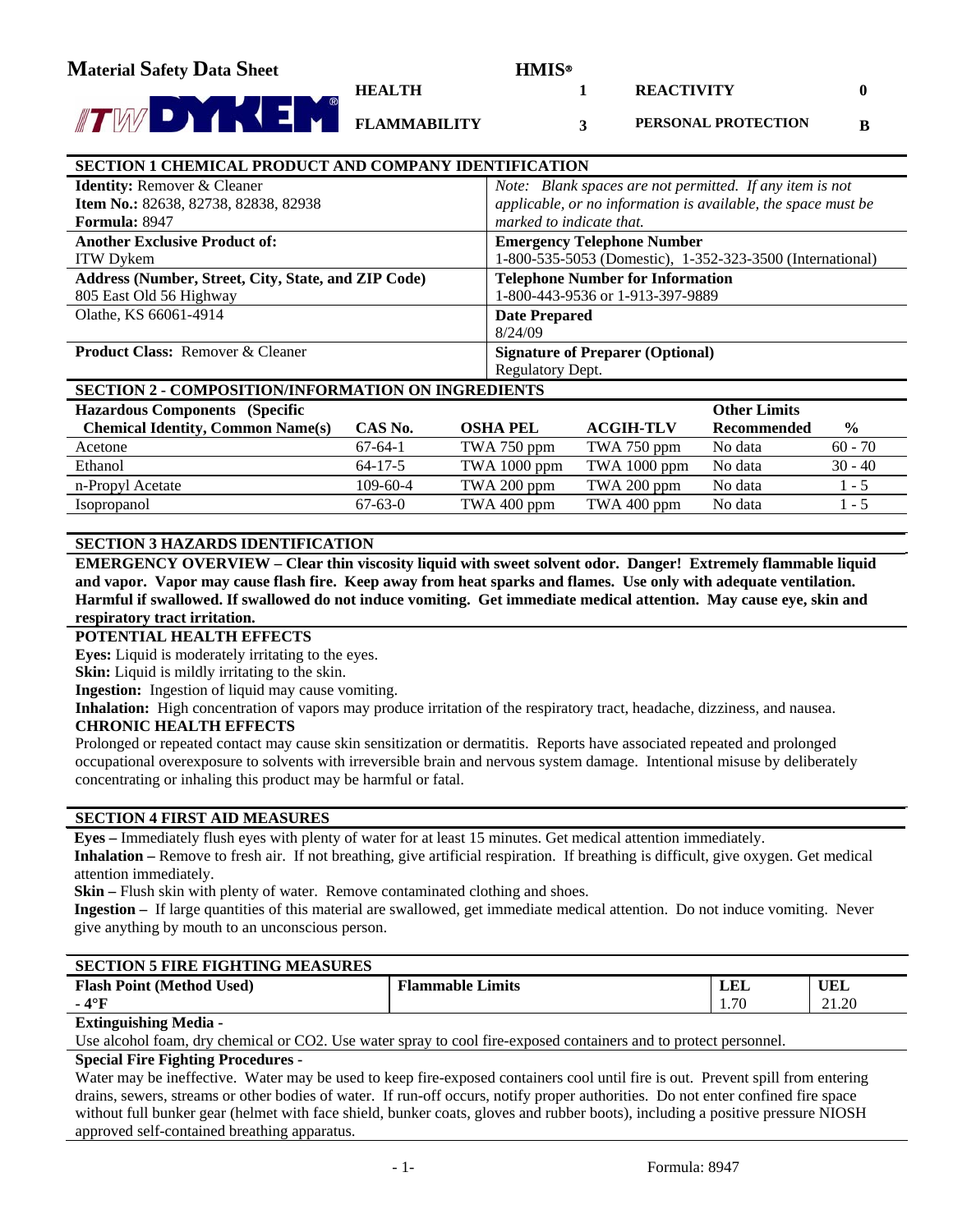# Material Safety Data Sheet

**ITW DYKEM®**

| HMIS® | | | |
|---|---|---|---|
| HEALTH | 1 | REACTIVITY | 0 |
| FLAMMABILITY | 3 | PERSONAL PROTECTION | B |

## SECTION 1 CHEMICAL PRODUCT AND COMPANY IDENTIFICATION

| | |
|---|---|
| **Identity:** Remover & Cleaner<br>**Item No.:** 82638, 82738, 82838, 82938<br>**Formula:** 8947 | *Note: Blank spaces are not permitted. If any item is not applicable, or no information is available, the space must be marked to indicate that.* |
| **Another Exclusive Product of:**<br>ITW Dykem | **Emergency Telephone Number**<br>1-800-535-5053 (Domestic), 1-352-323-3500 (International) |
| **Address (Number, Street, City, State, and ZIP Code)**<br>805 East Old 56 Highway | **Telephone Number for Information**<br>1-800-443-9536 or 1-913-397-9889 |
| Olathe, KS 66061-4914 | **Date Prepared**<br>8/24/09 |
| **Product Class:** Remover & Cleaner | **Signature of Preparer (Optional)**<br>Regulatory Dept. |

## SECTION 2 - COMPOSITION/INFORMATION ON INGREDIENTS

| Hazardous Components (Specific Chemical Identity, Common Name(s) | CAS No. | OSHA PEL | ACGIH-TLV | Other Limits Recommended | % |
|---|---|---|---|---|---|
| Acetone | 67-64-1 | TWA 750 ppm | TWA 750 ppm | No data | 60 - 70 |
| Ethanol | 64-17-5 | TWA 1000 ppm | TWA 1000 ppm | No data | 30 - 40 |
| n-Propyl Acetate | 109-60-4 | TWA 200 ppm | TWA 200 ppm | No data | 1 - 5 |
| Isopropanol | 67-63-0 | TWA 400 ppm | TWA 400 ppm | No data | 1 - 5 |

## SECTION 3 HAZARDS IDENTIFICATION

**EMERGENCY OVERVIEW – Clear thin viscosity liquid with sweet solvent odor. Danger! Extremely flammable liquid and vapor. Vapor may cause flash fire. Keep away from heat sparks and flames. Use only with adequate ventilation. Harmful if swallowed. If swallowed do not induce vomiting. Get immediate medical attention. May cause eye, skin and respiratory tract irritation.**

**POTENTIAL HEALTH EFFECTS**

**Eyes:** Liquid is moderately irritating to the eyes.

**Skin:** Liquid is mildly irritating to the skin.

**Ingestion:** Ingestion of liquid may cause vomiting.

**Inhalation:** High concentration of vapors may produce irritation of the respiratory tract, headache, dizziness, and nausea.

**CHRONIC HEALTH EFFECTS**

Prolonged or repeated contact may cause skin sensitization or dermatitis. Reports have associated repeated and prolonged occupational overexposure to solvents with irreversible brain and nervous system damage. Intentional misuse by deliberately concentrating or inhaling this product may be harmful or fatal.

## SECTION 4 FIRST AID MEASURES

**Eyes –** Immediately flush eyes with plenty of water for at least 15 minutes. Get medical attention immediately.

**Inhalation –** Remove to fresh air. If not breathing, give artificial respiration. If breathing is difficult, give oxygen. Get medical attention immediately.

**Skin –** Flush skin with plenty of water. Remove contaminated clothing and shoes.

**Ingestion –** If large quantities of this material are swallowed, get immediate medical attention. Do not induce vomiting. Never give anything by mouth to an unconscious person.

## SECTION 5 FIRE FIGHTING MEASURES

| Flash Point (Method Used) | Flammable Limits | LEL | UEL |
|---|---|---|---|
| - 4°F | | 1.70 | 21.20 |

**Extinguishing Media -**

Use alcohol foam, dry chemical or CO2. Use water spray to cool fire-exposed containers and to protect personnel.

**Special Fire Fighting Procedures -**

Water may be ineffective. Water may be used to keep fire-exposed containers cool until fire is out. Prevent spill from entering drains, sewers, streams or other bodies of water. If run-off occurs, notify proper authorities. Do not enter confined fire space without full bunker gear (helmet with face shield, bunker coats, gloves and rubber boots), including a positive pressure NIOSH approved self-contained breathing apparatus.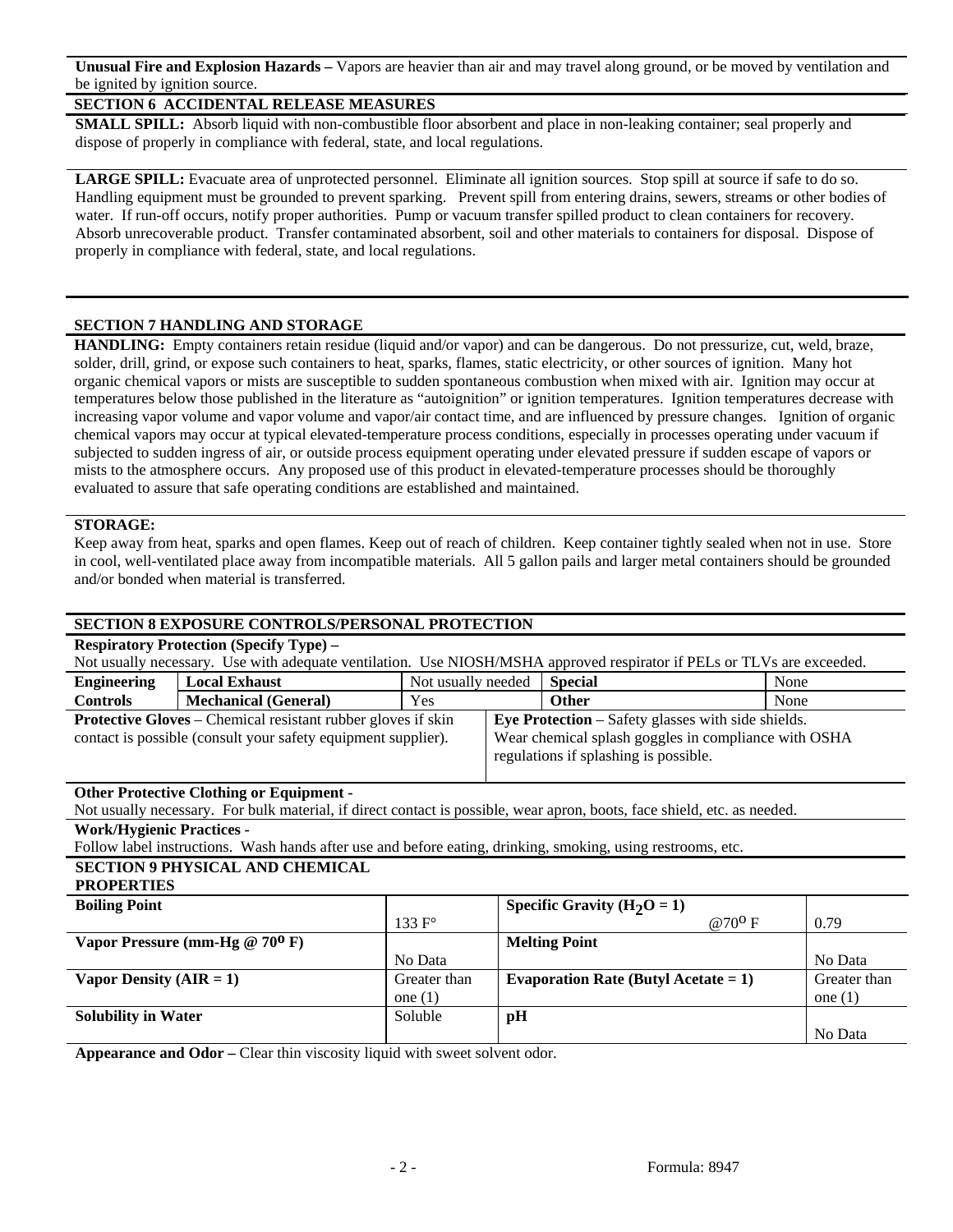**Unusual Fire and Explosion Hazards –** Vapors are heavier than air and may travel along ground, or be moved by ventilation and be ignited by ignition source.

## SECTION 6 ACCIDENTAL RELEASE MEASURES

**SMALL SPILL:** Absorb liquid with non-combustible floor absorbent and place in non-leaking container; seal properly and dispose of properly in compliance with federal, state, and local regulations.

**LARGE SPILL:** Evacuate area of unprotected personnel. Eliminate all ignition sources. Stop spill at source if safe to do so. Handling equipment must be grounded to prevent sparking. Prevent spill from entering drains, sewers, streams or other bodies of water. If run-off occurs, notify proper authorities. Pump or vacuum transfer spilled product to clean containers for recovery. Absorb unrecoverable product. Transfer contaminated absorbent, soil and other materials to containers for disposal. Dispose of properly in compliance with federal, state, and local regulations.

## SECTION 7 HANDLING AND STORAGE

**HANDLING:** Empty containers retain residue (liquid and/or vapor) and can be dangerous. Do not pressurize, cut, weld, braze, solder, drill, grind, or expose such containers to heat, sparks, flames, static electricity, or other sources of ignition. Many hot organic chemical vapors or mists are susceptible to sudden spontaneous combustion when mixed with air. Ignition may occur at temperatures below those published in the literature as "autoignition" or ignition temperatures. Ignition temperatures decrease with increasing vapor volume and vapor volume and vapor/air contact time, and are influenced by pressure changes. Ignition of organic chemical vapors may occur at typical elevated-temperature process conditions, especially in processes operating under vacuum if subjected to sudden ingress of air, or outside process equipment operating under elevated pressure if sudden escape of vapors or mists to the atmosphere occurs. Any proposed use of this product in elevated-temperature processes should be thoroughly evaluated to assure that safe operating conditions are established and maintained.

**STORAGE:**

Keep away from heat, sparks and open flames. Keep out of reach of children. Keep container tightly sealed when not in use. Store in cool, well-ventilated place away from incompatible materials. All 5 gallon pails and larger metal containers should be grounded and/or bonded when material is transferred.

## SECTION 8 EXPOSURE CONTROLS/PERSONAL PROTECTION

**Respiratory Protection (Specify Type) –**

Not usually necessary. Use with adequate ventilation. Use NIOSH/MSHA approved respirator if PELs or TLVs are exceeded.

| | | | | |
|---|---|---|---|---|
| **Engineering** | **Local Exhaust** | Not usually needed | **Special** | None |
| **Controls** | **Mechanical (General)** | Yes | **Other** | None |

**Protective Gloves** – Chemical resistant rubber gloves if skin contact is possible (consult your safety equipment supplier).

**Eye Protection** – Safety glasses with side shields. Wear chemical splash goggles in compliance with OSHA regulations if splashing is possible.

**Other Protective Clothing or Equipment -**

Not usually necessary. For bulk material, if direct contact is possible, wear apron, boots, face shield, etc. as needed.

**Work/Hygienic Practices -**

Follow label instructions. Wash hands after use and before eating, drinking, smoking, using restrooms, etc.

## SECTION 9 PHYSICAL AND CHEMICAL PROPERTIES

| | | | |
|---|---|---|---|
| **Boiling Point** | 133 F° | **Specific Gravity ($H_2O$ = 1)** @70° F | 0.79 |
| **Vapor Pressure (mm-Hg @ 70° F)** | No Data | **Melting Point** | No Data |
| **Vapor Density (AIR = 1)** | Greater than one (1) | **Evaporation Rate (Butyl Acetate = 1)** | Greater than one (1) |
| **Solubility in Water** | Soluble | **pH** | No Data |

**Appearance and Odor –** Clear thin viscosity liquid with sweet solvent odor.

Formula: 8947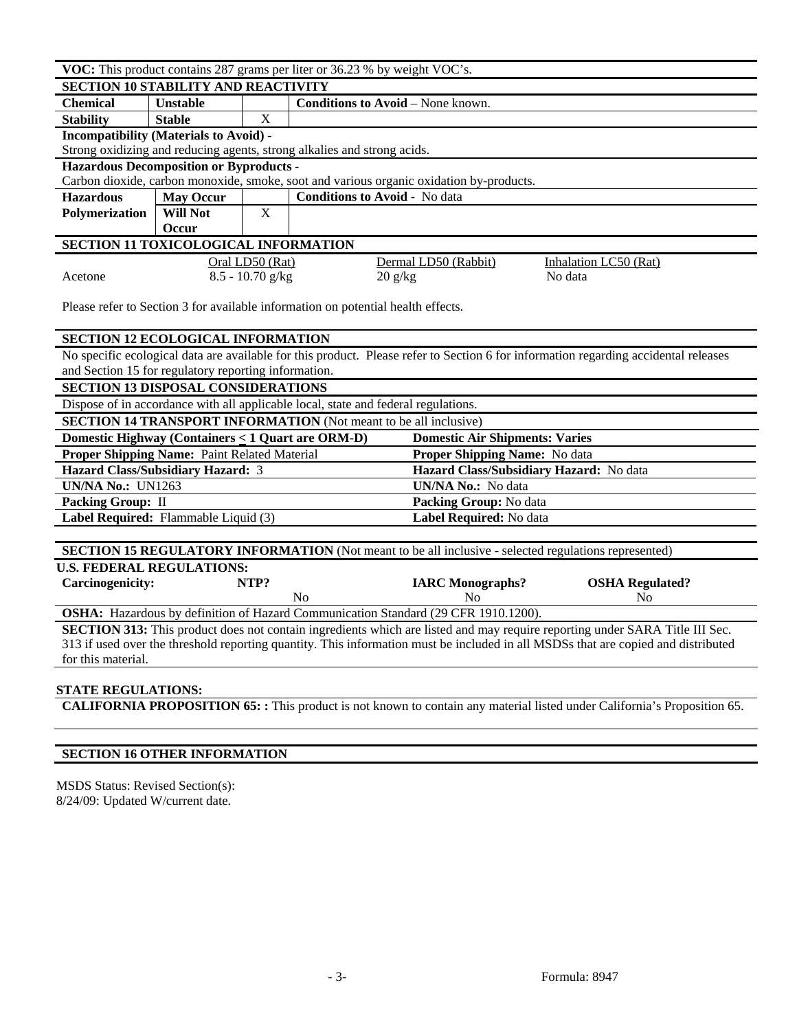**VOC:** This product contains 287 grams per liter or 36.23 % by weight VOC's.

## SECTION 10 STABILITY AND REACTIVITY

| Chemical | Unstable | | Conditions to Avoid – None known. |
|---|---|---|---|
| Stability | Stable | X | |

**Incompatibility (Materials to Avoid)** -
Strong oxidizing and reducing agents, strong alkalies and strong acids.

**Hazardous Decomposition or Byproducts** -
Carbon dioxide, carbon monoxide, smoke, soot and various organic oxidation by-products.

| Hazardous | May Occur | | Conditions to Avoid - No data |
|---|---|---|---|
| Polymerization | Will Not Occur | X | |

## SECTION 11 TOXICOLOGICAL INFORMATION

| | Oral LD50 (Rat) | Dermal LD50 (Rabbit) | Inhalation LC50 (Rat) |
|---|---|---|---|
| Acetone | 8.5 - 10.70 g/kg | 20 g/kg | No data |

Please refer to Section 3 for available information on potential health effects.

## SECTION 12 ECOLOGICAL INFORMATION

No specific ecological data are available for this product. Please refer to Section 6 for information regarding accidental releases and Section 15 for regulatory reporting information.

## SECTION 13 DISPOSAL CONSIDERATIONS

Dispose of in accordance with all applicable local, state and federal regulations.

## SECTION 14 TRANSPORT INFORMATION (Not meant to be all inclusive)

| Domestic Highway (Containers ≤ 1 Quart are ORM-D) | Domestic Air Shipments: Varies |
|---|---|
| **Proper Shipping Name:** Paint Related Material | **Proper Shipping Name:** No data |
| **Hazard Class/Subsidiary Hazard:** 3 | **Hazard Class/Subsidiary Hazard:** No data |
| **UN/NA No.:** UN1263 | **UN/NA No.:** No data |
| **Packing Group:** II | **Packing Group:** No data |
| **Label Required:** Flammable Liquid (3) | **Label Required:** No data |

## SECTION 15 REGULATORY INFORMATION (Not meant to be all inclusive - selected regulations represented)

**U.S. FEDERAL REGULATIONS:**

| Carcinogenicity: | NTP? | IARC Monographs? | OSHA Regulated? |
|---|---|---|---|
| | No | No | No |

**OSHA:** Hazardous by definition of Hazard Communication Standard (29 CFR 1910.1200).

**SECTION 313:** This product does not contain ingredients which are listed and may require reporting under SARA Title III Sec. 313 if used over the threshold reporting quantity. This information must be included in all MSDSs that are copied and distributed for this material.

**STATE REGULATIONS:**

**CALIFORNIA PROPOSITION 65: :** This product is not known to contain any material listed under California's Proposition 65.

## SECTION 16 OTHER INFORMATION

MSDS Status: Revised Section(s):
8/24/09: Updated W/current date.

Formula: 8947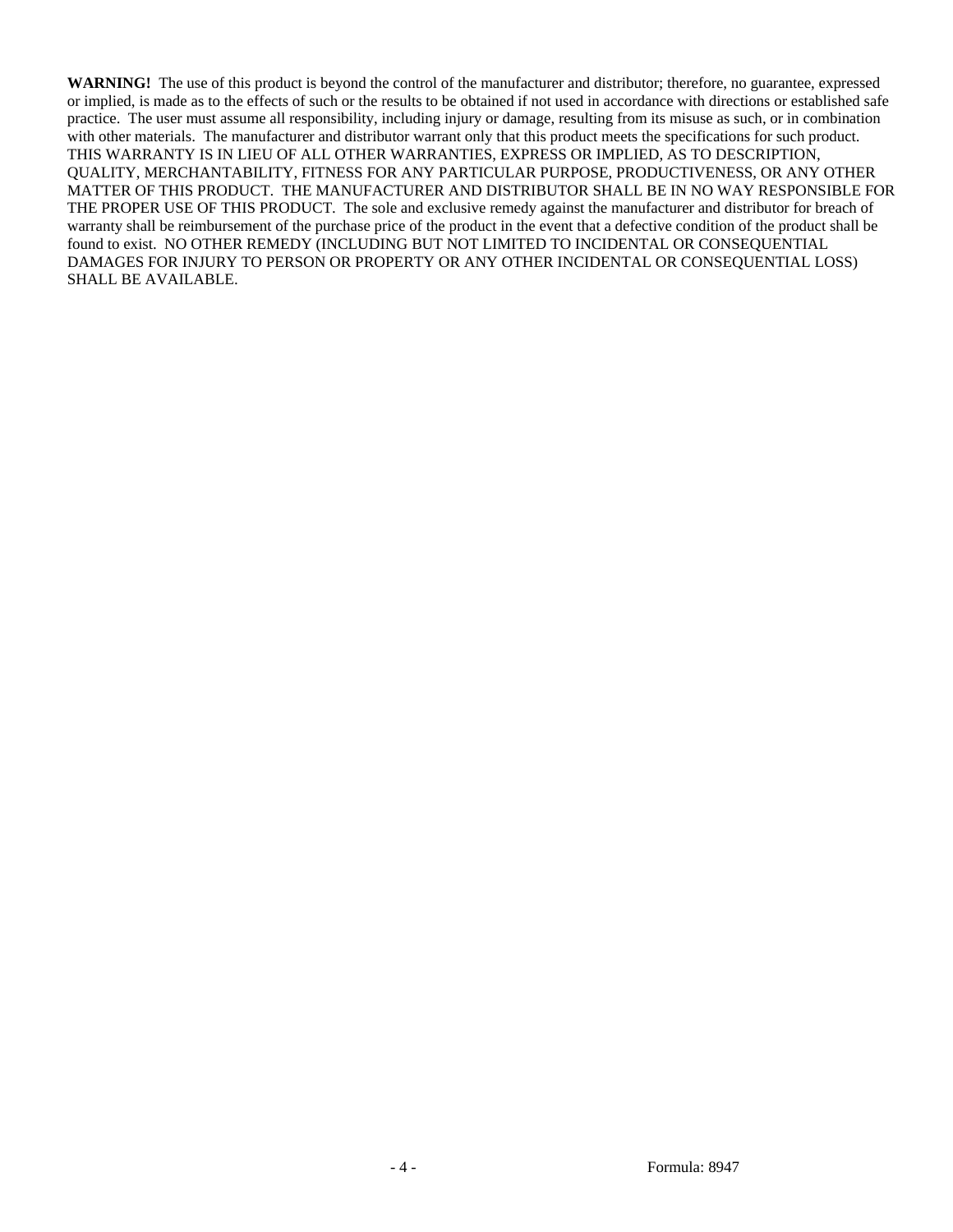**WARNING!** The use of this product is beyond the control of the manufacturer and distributor; therefore, no guarantee, expressed or implied, is made as to the effects of such or the results to be obtained if not used in accordance with directions or established safe practice. The user must assume all responsibility, including injury or damage, resulting from its misuse as such, or in combination with other materials. The manufacturer and distributor warrant only that this product meets the specifications for such product. THIS WARRANTY IS IN LIEU OF ALL OTHER WARRANTIES, EXPRESS OR IMPLIED, AS TO DESCRIPTION, QUALITY, MERCHANTABILITY, FITNESS FOR ANY PARTICULAR PURPOSE, PRODUCTIVENESS, OR ANY OTHER MATTER OF THIS PRODUCT. THE MANUFACTURER AND DISTRIBUTOR SHALL BE IN NO WAY RESPONSIBLE FOR THE PROPER USE OF THIS PRODUCT. The sole and exclusive remedy against the manufacturer and distributor for breach of warranty shall be reimbursement of the purchase price of the product in the event that a defective condition of the product shall be found to exist. NO OTHER REMEDY (INCLUDING BUT NOT LIMITED TO INCIDENTAL OR CONSEQUENTIAL DAMAGES FOR INJURY TO PERSON OR PROPERTY OR ANY OTHER INCIDENTAL OR CONSEQUENTIAL LOSS) SHALL BE AVAILABLE.